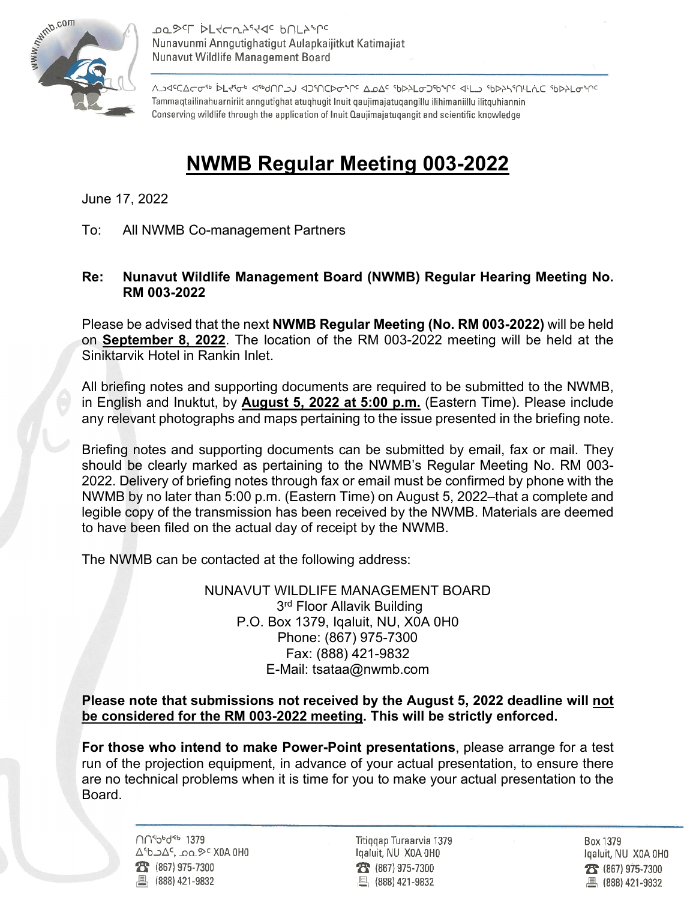ᓄᓇᕗᑦᒥ ᐆᒪᔪᓕᕆᔩᑦ ᑲᑎᒪᔨᖏᑦ
Nunavunmi Anngutighatigut Aulapkaijitkut Katimajiat
Nunavut Wildlife Management Board

Tammaqtailinahuarniriit anngutighat atuqhugit Inuit qaujimajatuqangillu ilihimaniillu ilitquhiannin
Conserving wildlife through the application of Inuit Qaujimajatuqangit and scientific knowledge

# NWMB Regular Meeting 003-2022

June 17, 2022

To: All NWMB Co-management Partners

**Re: Nunavut Wildlife Management Board (NWMB) Regular Hearing Meeting No. RM 003-2022**

Please be advised that the next **NWMB Regular Meeting (No. RM 003-2022)** will be held on **September 8, 2022**. The location of the RM 003-2022 meeting will be held at the Siniktarvik Hotel in Rankin Inlet.

All briefing notes and supporting documents are required to be submitted to the NWMB, in English and Inuktut, by **August 5, 2022 at 5:00 p.m.** (Eastern Time). Please include any relevant photographs and maps pertaining to the issue presented in the briefing note.

Briefing notes and supporting documents can be submitted by email, fax or mail. They should be clearly marked as pertaining to the NWMB's Regular Meeting No. RM 003-2022. Delivery of briefing notes through fax or email must be confirmed by phone with the NWMB by no later than 5:00 p.m. (Eastern Time) on August 5, 2022–that a complete and legible copy of the transmission has been received by the NWMB. Materials are deemed to have been filed on the actual day of receipt by the NWMB.

The NWMB can be contacted at the following address:

NUNAVUT WILDLIFE MANAGEMENT BOARD
3rd Floor Allavik Building
P.O. Box 1379, Iqaluit, NU, X0A 0H0
Phone: (867) 975-7300
Fax: (888) 421-9832
E-Mail: tsataa@nwmb.com

**Please note that submissions not received by the August 5, 2022 deadline will not be considered for the RM 003-2022 meeting. This will be strictly enforced.**

**For those who intend to make Power-Point presentations**, please arrange for a test run of the projection equipment, in advance of your actual presentation, to ensure there are no technical problems when it is time for you to make your actual presentation to the Board.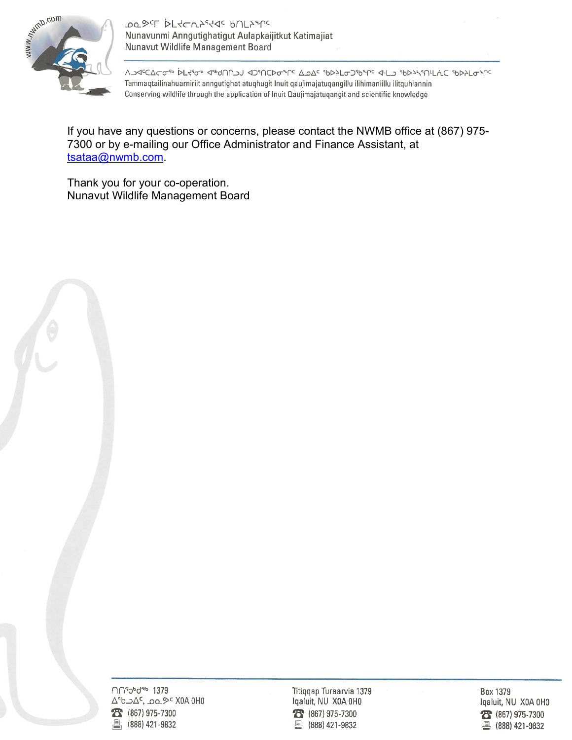If you have any questions or concerns, please contact the NWMB office at (867) 975-7300 or by e-mailing our Office Administrator and Finance Assistant, at tsataa@nwmb.com.

Thank you for your co-operation.
Nunavut Wildlife Management Board